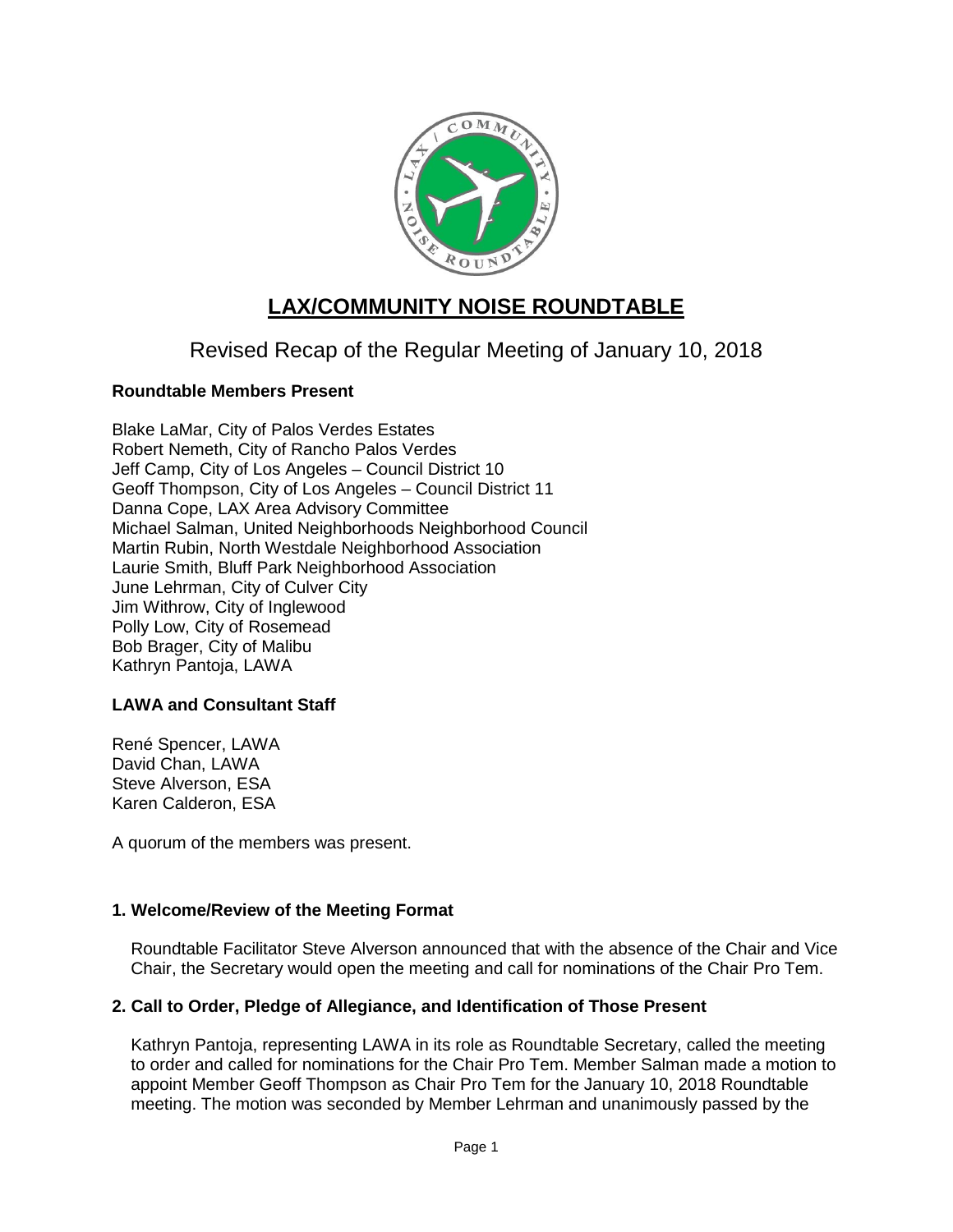# LAX/COMMUNITY NOISE ROUNDTABLE

## Revised Recap of the Regular Meeting of January 10, 2018

### Roundtable Members Present

Blake LaMar, City of Palos Verdes Estates
Robert Nemeth, City of Rancho Palos Verdes
Jeff Camp, City of Los Angeles – Council District 10
Geoff Thompson, City of Los Angeles – Council District 11
Danna Cope, LAX Area Advisory Committee
Michael Salman, United Neighborhoods Neighborhood Council
Martin Rubin, North Westdale Neighborhood Association
Laurie Smith, Bluff Park Neighborhood Association
June Lehrman, City of Culver City
Jim Withrow, City of Inglewood
Polly Low, City of Rosemead
Bob Brager, City of Malibu
Kathryn Pantoja, LAWA

### LAWA and Consultant Staff

René Spencer, LAWA
David Chan, LAWA
Steve Alverson, ESA
Karen Calderon, ESA

A quorum of the members was present.

### 1. Welcome/Review of the Meeting Format

Roundtable Facilitator Steve Alverson announced that with the absence of the Chair and Vice Chair, the Secretary would open the meeting and call for nominations of the Chair Pro Tem.

### 2. Call to Order, Pledge of Allegiance, and Identification of Those Present

Kathryn Pantoja, representing LAWA in its role as Roundtable Secretary, called the meeting to order and called for nominations for the Chair Pro Tem. Member Salman made a motion to appoint Member Geoff Thompson as Chair Pro Tem for the January 10, 2018 Roundtable meeting. The motion was seconded by Member Lehrman and unanimously passed by the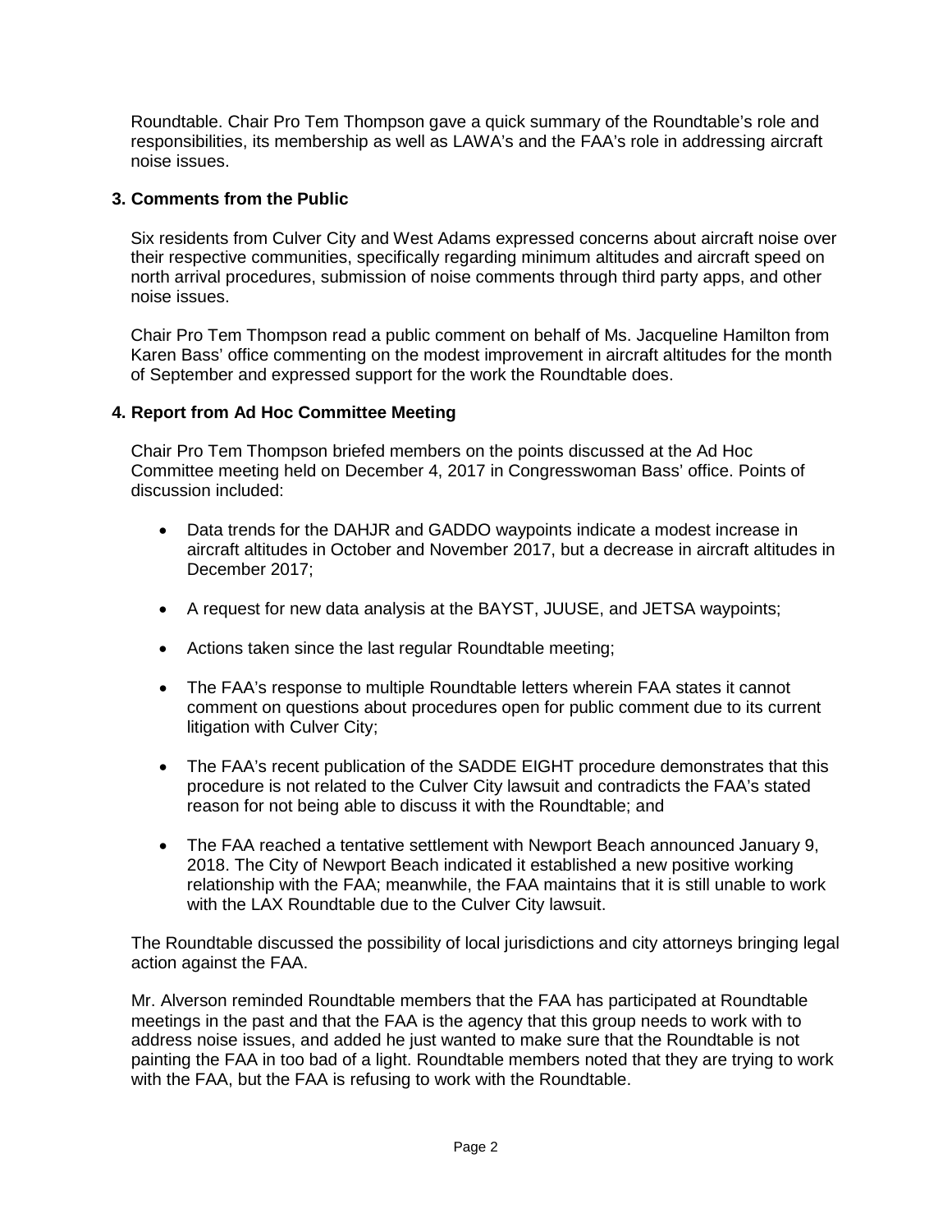Roundtable. Chair Pro Tem Thompson gave a quick summary of the Roundtable's role and responsibilities, its membership as well as LAWA's and the FAA's role in addressing aircraft noise issues.

### 3. Comments from the Public

Six residents from Culver City and West Adams expressed concerns about aircraft noise over their respective communities, specifically regarding minimum altitudes and aircraft speed on north arrival procedures, submission of noise comments through third party apps, and other noise issues.

Chair Pro Tem Thompson read a public comment on behalf of Ms. Jacqueline Hamilton from Karen Bass' office commenting on the modest improvement in aircraft altitudes for the month of September and expressed support for the work the Roundtable does.

### 4. Report from Ad Hoc Committee Meeting

Chair Pro Tem Thompson briefed members on the points discussed at the Ad Hoc Committee meeting held on December 4, 2017 in Congresswoman Bass' office. Points of discussion included:

- Data trends for the DAHJR and GADDO waypoints indicate a modest increase in aircraft altitudes in October and November 2017, but a decrease in aircraft altitudes in December 2017;
- A request for new data analysis at the BAYST, JUUSE, and JETSA waypoints;
- Actions taken since the last regular Roundtable meeting;
- The FAA's response to multiple Roundtable letters wherein FAA states it cannot comment on questions about procedures open for public comment due to its current litigation with Culver City;
- The FAA's recent publication of the SADDE EIGHT procedure demonstrates that this procedure is not related to the Culver City lawsuit and contradicts the FAA's stated reason for not being able to discuss it with the Roundtable; and
- The FAA reached a tentative settlement with Newport Beach announced January 9, 2018. The City of Newport Beach indicated it established a new positive working relationship with the FAA; meanwhile, the FAA maintains that it is still unable to work with the LAX Roundtable due to the Culver City lawsuit.

The Roundtable discussed the possibility of local jurisdictions and city attorneys bringing legal action against the FAA.

Mr. Alverson reminded Roundtable members that the FAA has participated at Roundtable meetings in the past and that the FAA is the agency that this group needs to work with to address noise issues, and added he just wanted to make sure that the Roundtable is not painting the FAA in too bad of a light. Roundtable members noted that they are trying to work with the FAA, but the FAA is refusing to work with the Roundtable.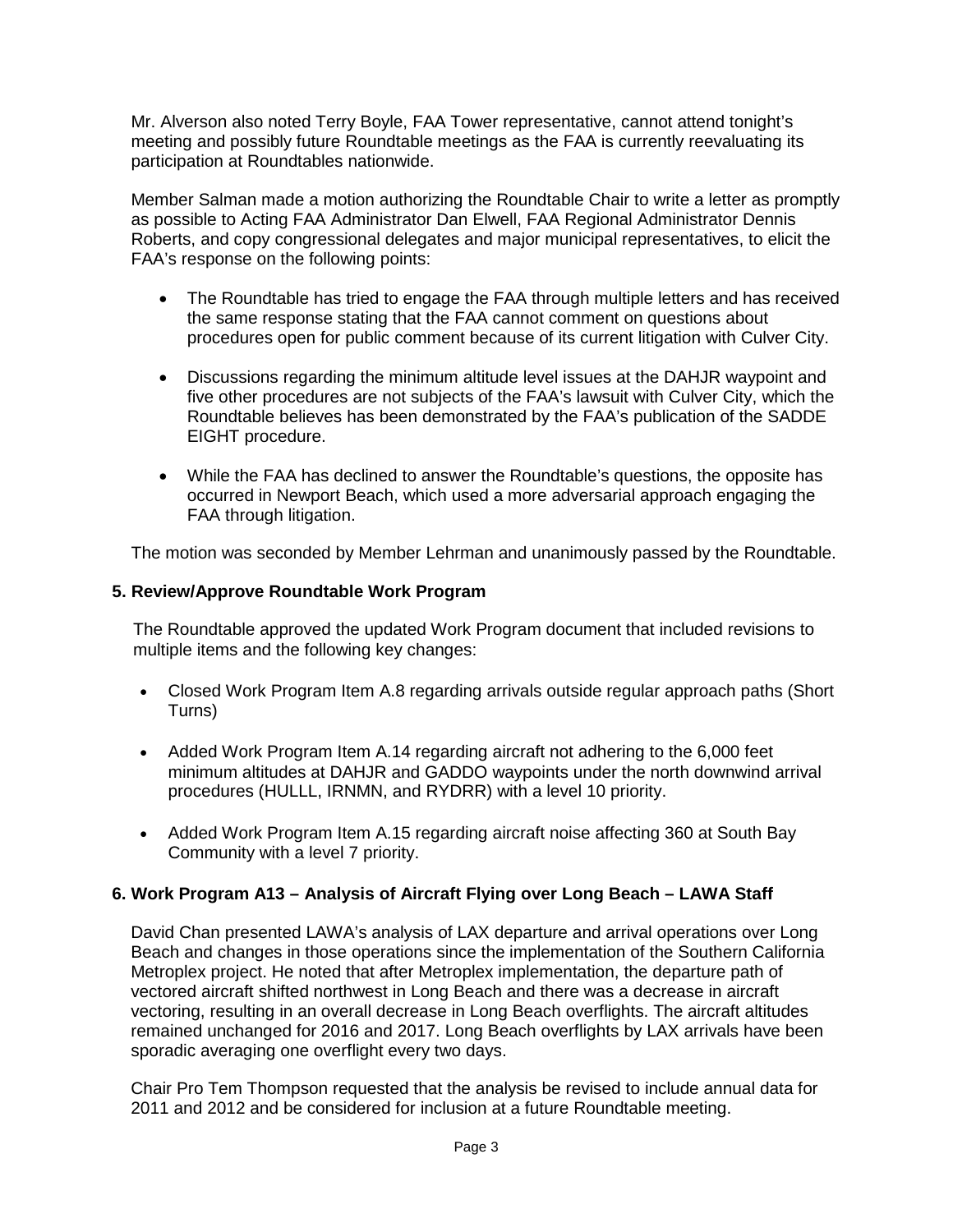Mr. Alverson also noted Terry Boyle, FAA Tower representative, cannot attend tonight's meeting and possibly future Roundtable meetings as the FAA is currently reevaluating its participation at Roundtables nationwide.

Member Salman made a motion authorizing the Roundtable Chair to write a letter as promptly as possible to Acting FAA Administrator Dan Elwell, FAA Regional Administrator Dennis Roberts, and copy congressional delegates and major municipal representatives, to elicit the FAA's response on the following points:

- The Roundtable has tried to engage the FAA through multiple letters and has received the same response stating that the FAA cannot comment on questions about procedures open for public comment because of its current litigation with Culver City.
- Discussions regarding the minimum altitude level issues at the DAHJR waypoint and five other procedures are not subjects of the FAA's lawsuit with Culver City, which the Roundtable believes has been demonstrated by the FAA's publication of the SADDE EIGHT procedure.
- While the FAA has declined to answer the Roundtable's questions, the opposite has occurred in Newport Beach, which used a more adversarial approach engaging the FAA through litigation.

The motion was seconded by Member Lehrman and unanimously passed by the Roundtable.

### 5. Review/Approve Roundtable Work Program

The Roundtable approved the updated Work Program document that included revisions to multiple items and the following key changes:

- Closed Work Program Item A.8 regarding arrivals outside regular approach paths (Short Turns)
- Added Work Program Item A.14 regarding aircraft not adhering to the 6,000 feet minimum altitudes at DAHJR and GADDO waypoints under the north downwind arrival procedures (HULLL, IRNMN, and RYDRR) with a level 10 priority.
- Added Work Program Item A.15 regarding aircraft noise affecting 360 at South Bay Community with a level 7 priority.

### 6. Work Program A13 – Analysis of Aircraft Flying over Long Beach – LAWA Staff

David Chan presented LAWA's analysis of LAX departure and arrival operations over Long Beach and changes in those operations since the implementation of the Southern California Metroplex project. He noted that after Metroplex implementation, the departure path of vectored aircraft shifted northwest in Long Beach and there was a decrease in aircraft vectoring, resulting in an overall decrease in Long Beach overflights. The aircraft altitudes remained unchanged for 2016 and 2017. Long Beach overflights by LAX arrivals have been sporadic averaging one overflight every two days.

Chair Pro Tem Thompson requested that the analysis be revised to include annual data for 2011 and 2012 and be considered for inclusion at a future Roundtable meeting.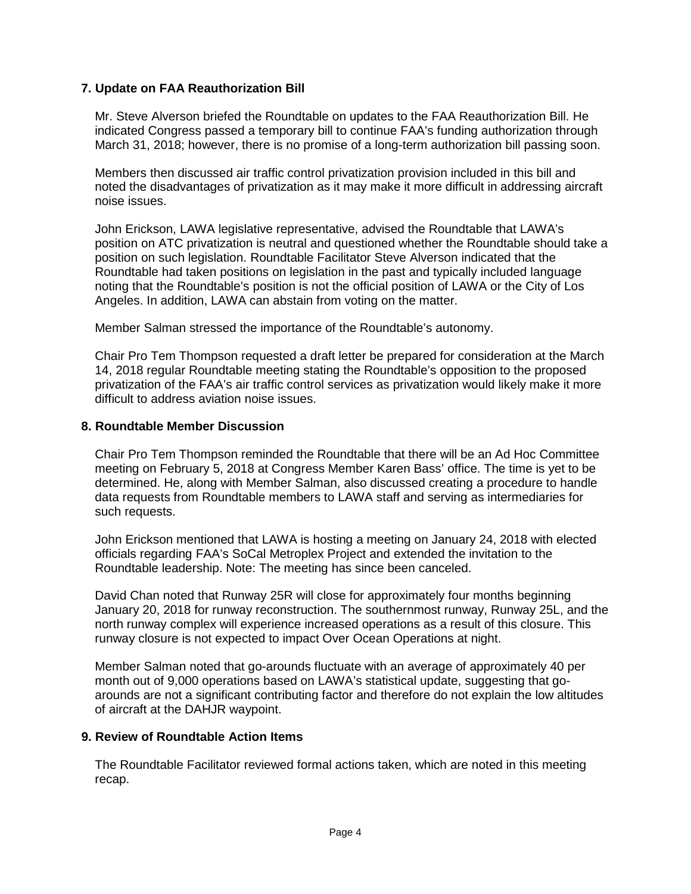## 7. Update on FAA Reauthorization Bill

Mr. Steve Alverson briefed the Roundtable on updates to the FAA Reauthorization Bill. He indicated Congress passed a temporary bill to continue FAA's funding authorization through March 31, 2018; however, there is no promise of a long-term authorization bill passing soon.

Members then discussed air traffic control privatization provision included in this bill and noted the disadvantages of privatization as it may make it more difficult in addressing aircraft noise issues.

John Erickson, LAWA legislative representative, advised the Roundtable that LAWA's position on ATC privatization is neutral and questioned whether the Roundtable should take a position on such legislation. Roundtable Facilitator Steve Alverson indicated that the Roundtable had taken positions on legislation in the past and typically included language noting that the Roundtable's position is not the official position of LAWA or the City of Los Angeles. In addition, LAWA can abstain from voting on the matter.

Member Salman stressed the importance of the Roundtable's autonomy.

Chair Pro Tem Thompson requested a draft letter be prepared for consideration at the March 14, 2018 regular Roundtable meeting stating the Roundtable's opposition to the proposed privatization of the FAA's air traffic control services as privatization would likely make it more difficult to address aviation noise issues.

## 8. Roundtable Member Discussion

Chair Pro Tem Thompson reminded the Roundtable that there will be an Ad Hoc Committee meeting on February 5, 2018 at Congress Member Karen Bass' office. The time is yet to be determined. He, along with Member Salman, also discussed creating a procedure to handle data requests from Roundtable members to LAWA staff and serving as intermediaries for such requests.

John Erickson mentioned that LAWA is hosting a meeting on January 24, 2018 with elected officials regarding FAA's SoCal Metroplex Project and extended the invitation to the Roundtable leadership. Note: The meeting has since been canceled.

David Chan noted that Runway 25R will close for approximately four months beginning January 20, 2018 for runway reconstruction. The southernmost runway, Runway 25L, and the north runway complex will experience increased operations as a result of this closure. This runway closure is not expected to impact Over Ocean Operations at night.

Member Salman noted that go-arounds fluctuate with an average of approximately 40 per month out of 9,000 operations based on LAWA's statistical update, suggesting that go-arounds are not a significant contributing factor and therefore do not explain the low altitudes of aircraft at the DAHJR waypoint.

## 9. Review of Roundtable Action Items

The Roundtable Facilitator reviewed formal actions taken, which are noted in this meeting recap.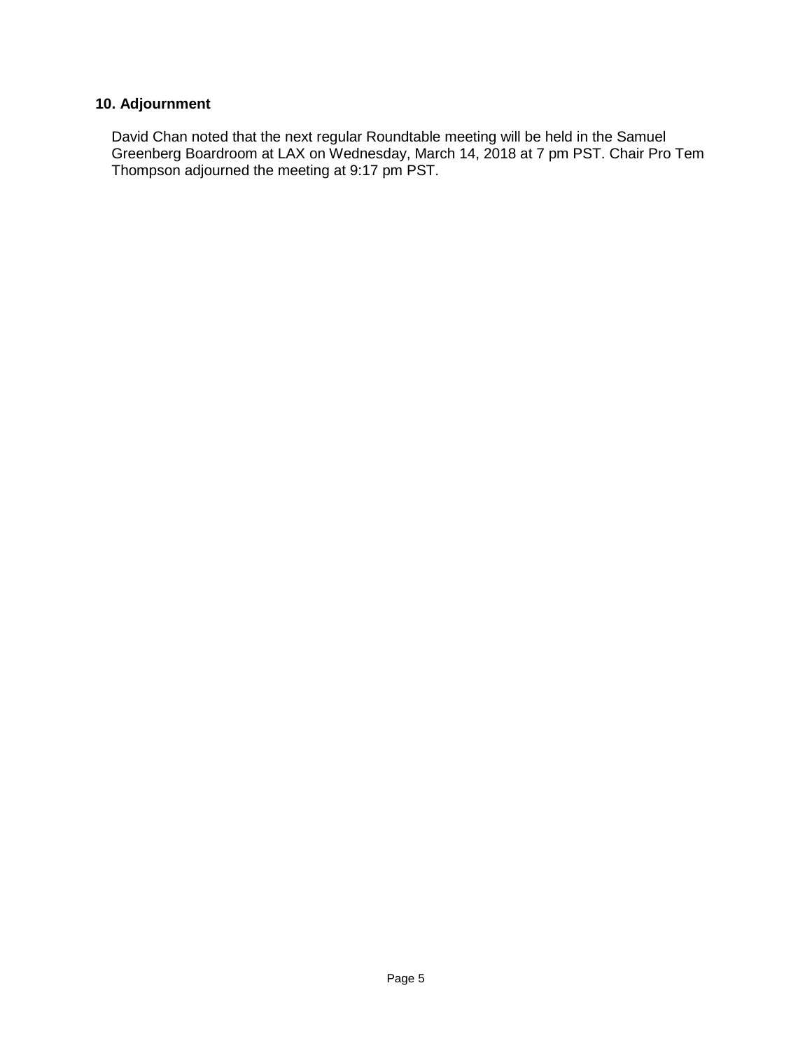## 10. Adjournment

David Chan noted that the next regular Roundtable meeting will be held in the Samuel Greenberg Boardroom at LAX on Wednesday, March 14, 2018 at 7 pm PST. Chair Pro Tem Thompson adjourned the meeting at 9:17 pm PST.